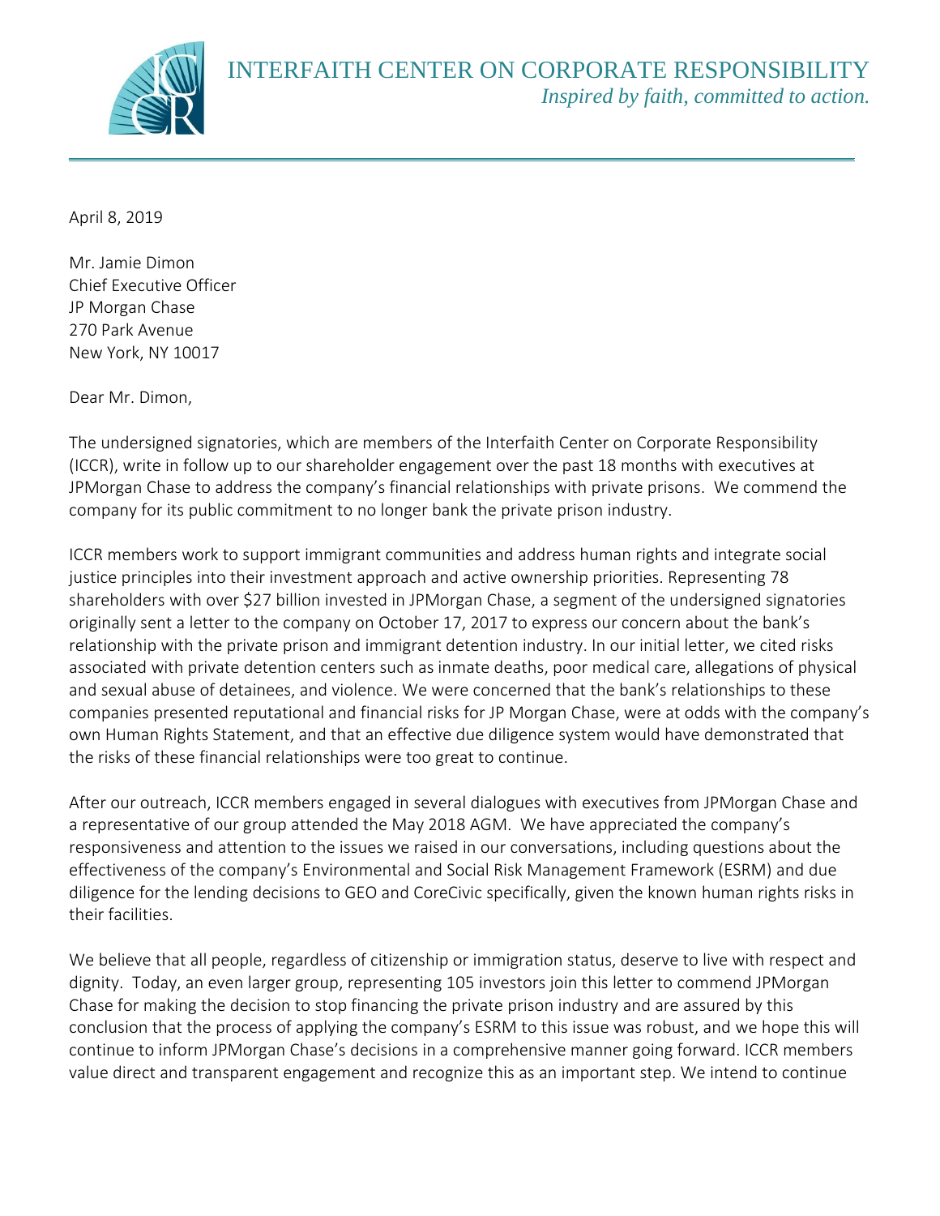# INTERFAITH CENTER ON CORPORATE RESPONSIBILITY

*Inspired by faith, committed to action.*

April 8, 2019

Mr. Jamie Dimon
Chief Executive Officer
JP Morgan Chase
270 Park Avenue
New York, NY 10017

Dear Mr. Dimon,

The undersigned signatories, which are members of the Interfaith Center on Corporate Responsibility (ICCR), write in follow up to our shareholder engagement over the past 18 months with executives at JPMorgan Chase to address the company's financial relationships with private prisons. We commend the company for its public commitment to no longer bank the private prison industry.

ICCR members work to support immigrant communities and address human rights and integrate social justice principles into their investment approach and active ownership priorities. Representing 78 shareholders with over $27 billion invested in JPMorgan Chase, a segment of the undersigned signatories originally sent a letter to the company on October 17, 2017 to express our concern about the bank's relationship with the private prison and immigrant detention industry. In our initial letter, we cited risks associated with private detention centers such as inmate deaths, poor medical care, allegations of physical and sexual abuse of detainees, and violence. We were concerned that the bank's relationships to these companies presented reputational and financial risks for JP Morgan Chase, were at odds with the company's own Human Rights Statement, and that an effective due diligence system would have demonstrated that the risks of these financial relationships were too great to continue.

After our outreach, ICCR members engaged in several dialogues with executives from JPMorgan Chase and a representative of our group attended the May 2018 AGM. We have appreciated the company's responsiveness and attention to the issues we raised in our conversations, including questions about the effectiveness of the company's Environmental and Social Risk Management Framework (ESRM) and due diligence for the lending decisions to GEO and CoreCivic specifically, given the known human rights risks in their facilities.

We believe that all people, regardless of citizenship or immigration status, deserve to live with respect and dignity. Today, an even larger group, representing 105 investors join this letter to commend JPMorgan Chase for making the decision to stop financing the private prison industry and are assured by this conclusion that the process of applying the company's ESRM to this issue was robust, and we hope this will continue to inform JPMorgan Chase's decisions in a comprehensive manner going forward. ICCR members value direct and transparent engagement and recognize this as an important step. We intend to continue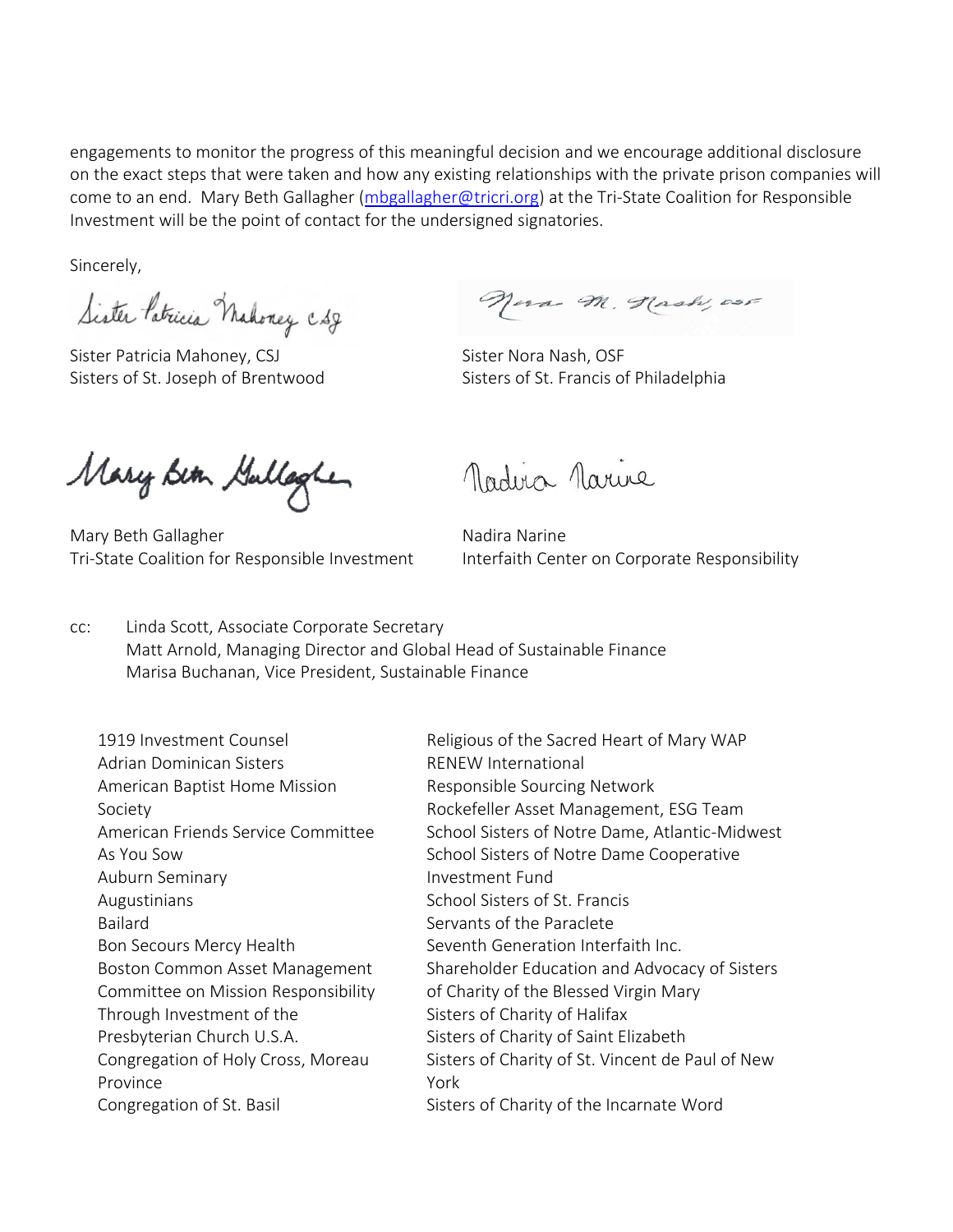engagements to monitor the progress of this meaningful decision and we encourage additional disclosure on the exact steps that were taken and how any existing relationships with the private prison companies will come to an end. Mary Beth Gallagher ([mbgallagher@tricri.org](mailto:mbgallagher@tricri.org)) at the Tri-State Coalition for Responsible Investment will be the point of contact for the undersigned signatories.

Sincerely,

Sister Patricia Mahoney, CSJ
Sisters of St. Joseph of Brentwood

Sister Nora Nash, OSF
Sisters of St. Francis of Philadelphia

Mary Beth Gallagher
Tri-State Coalition for Responsible Investment

Nadira Narine
Interfaith Center on Corporate Responsibility

cc: Linda Scott, Associate Corporate Secretary
Matt Arnold, Managing Director and Global Head of Sustainable Finance
Marisa Buchanan, Vice President, Sustainable Finance

1919 Investment Counsel
Adrian Dominican Sisters
American Baptist Home Mission Society
American Friends Service Committee
As You Sow
Auburn Seminary
Augustinians
Bailard
Bon Secours Mercy Health
Boston Common Asset Management
Committee on Mission Responsibility Through Investment of the Presbyterian Church U.S.A.
Congregation of Holy Cross, Moreau Province
Congregation of St. Basil
Religious of the Sacred Heart of Mary WAP
RENEW International
Responsible Sourcing Network
Rockefeller Asset Management, ESG Team
School Sisters of Notre Dame, Atlantic-Midwest
School Sisters of Notre Dame Cooperative Investment Fund
School Sisters of St. Francis
Servants of the Paraclete
Seventh Generation Interfaith Inc.
Shareholder Education and Advocacy of Sisters of Charity of the Blessed Virgin Mary
Sisters of Charity of Halifax
Sisters of Charity of Saint Elizabeth
Sisters of Charity of St. Vincent de Paul of New York
Sisters of Charity of the Incarnate Word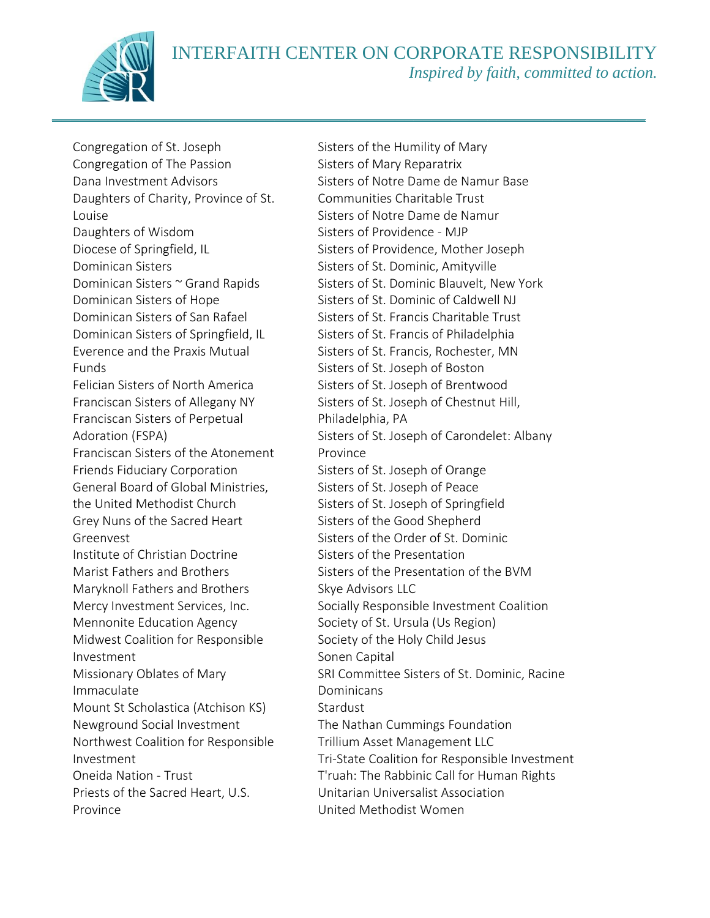Congregation of St. Joseph
Congregation of The Passion
Dana Investment Advisors
Daughters of Charity, Province of St. Louise
Daughters of Wisdom
Diocese of Springfield, IL
Dominican Sisters
Dominican Sisters ~ Grand Rapids
Dominican Sisters of Hope
Dominican Sisters of San Rafael
Dominican Sisters of Springfield, IL
Everence and the Praxis Mutual Funds
Felician Sisters of North America
Franciscan Sisters of Allegany NY
Franciscan Sisters of Perpetual Adoration (FSPA)
Franciscan Sisters of the Atonement
Friends Fiduciary Corporation
General Board of Global Ministries, the United Methodist Church
Grey Nuns of the Sacred Heart
Greenvest
Institute of Christian Doctrine
Marist Fathers and Brothers
Maryknoll Fathers and Brothers
Mercy Investment Services, Inc.
Mennonite Education Agency
Midwest Coalition for Responsible Investment
Missionary Oblates of Mary Immaculate
Mount St Scholastica (Atchison KS)
Newground Social Investment
Northwest Coalition for Responsible Investment
Oneida Nation - Trust
Priests of the Sacred Heart, U.S. Province
Sisters of the Humility of Mary
Sisters of Mary Reparatrix
Sisters of Notre Dame de Namur Base Communities Charitable Trust
Sisters of Notre Dame de Namur
Sisters of Providence - MJP
Sisters of Providence, Mother Joseph
Sisters of St. Dominic, Amityville
Sisters of St. Dominic Blauvelt, New York
Sisters of St. Dominic of Caldwell NJ
Sisters of St. Francis Charitable Trust
Sisters of St. Francis of Philadelphia
Sisters of St. Francis, Rochester, MN
Sisters of St. Joseph of Boston
Sisters of St. Joseph of Brentwood
Sisters of St. Joseph of Chestnut Hill, Philadelphia, PA
Sisters of St. Joseph of Carondelet: Albany Province
Sisters of St. Joseph of Orange
Sisters of St. Joseph of Peace
Sisters of St. Joseph of Springfield
Sisters of the Good Shepherd
Sisters of the Order of St. Dominic
Sisters of the Presentation
Sisters of the Presentation of the BVM
Skye Advisors LLC
Socially Responsible Investment Coalition
Society of St. Ursula (Us Region)
Society of the Holy Child Jesus
Sonen Capital
SRI Committee Sisters of St. Dominic, Racine Dominicans
Stardust
The Nathan Cummings Foundation
Trillium Asset Management LLC
Tri-State Coalition for Responsible Investment
T'ruah: The Rabbinic Call for Human Rights
Unitarian Universalist Association
United Methodist Women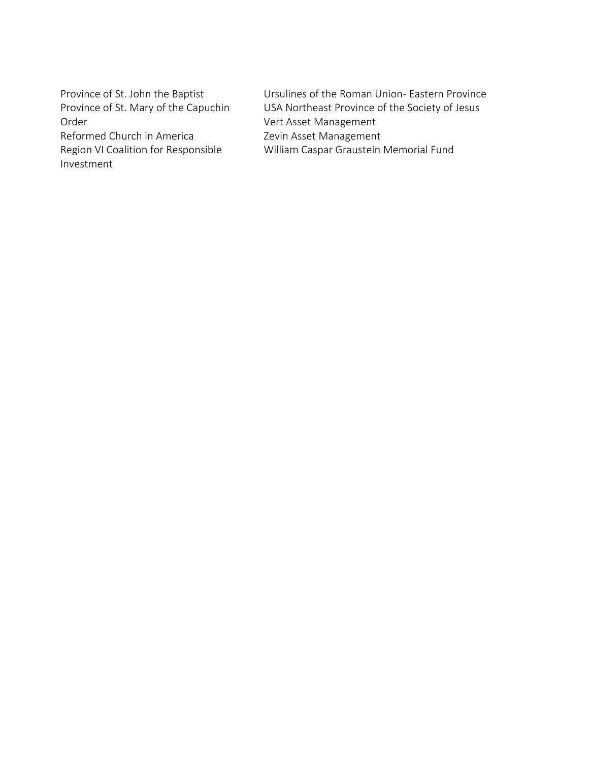Province of St. John the Baptist
Province of St. Mary of the Capuchin Order
Reformed Church in America
Region VI Coalition for Responsible Investment
Ursulines of the Roman Union- Eastern Province
USA Northeast Province of the Society of Jesus
Vert Asset Management
Zevin Asset Management
William Caspar Graustein Memorial Fund